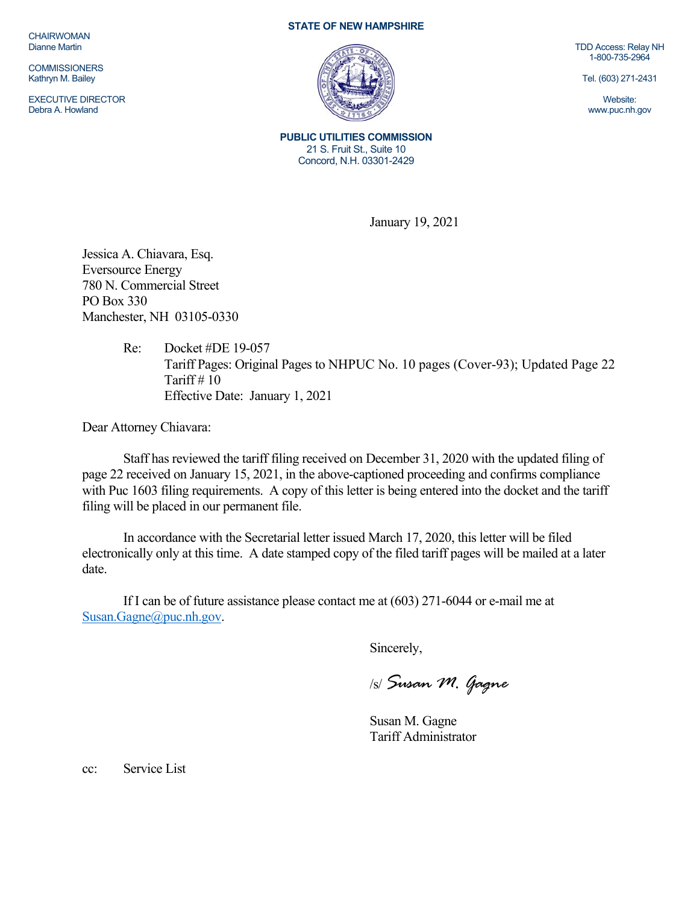CHAIRWOMAN
Dianne Martin

COMMISSIONERS
Kathryn M. Bailey

EXECUTIVE DIRECTOR
Debra A. Howland

**STATE OF NEW HAMPSHIRE**

**PUBLIC UTILITIES COMMISSION**
21 S. Fruit St., Suite 10
Concord, N.H. 03301-2429

TDD Access: Relay NH
1-800-735-2964

Tel. (603) 271-2431

Website:
www.puc.nh.gov

January 19, 2021

Jessica A. Chiavara, Esq.
Eversource Energy
780 N. Commercial Street
PO Box 330
Manchester, NH 03105-0330

Re: Docket #DE 19-057
Tariff Pages: Original Pages to NHPUC No. 10 pages (Cover-93); Updated Page 22
Tariff # 10
Effective Date: January 1, 2021

Dear Attorney Chiavara:

Staff has reviewed the tariff filing received on December 31, 2020 with the updated filing of page 22 received on January 15, 2021, in the above-captioned proceeding and confirms compliance with Puc 1603 filing requirements. A copy of this letter is being entered into the docket and the tariff filing will be placed in our permanent file.

In accordance with the Secretarial letter issued March 17, 2020, this letter will be filed electronically only at this time. A date stamped copy of the filed tariff pages will be mailed at a later date.

If I can be of future assistance please contact me at (603) 271-6044 or e-mail me at Susan.Gagne@puc.nh.gov.

Sincerely,

/s/ *Susan M. Gagne*

Susan M. Gagne
Tariff Administrator

cc: Service List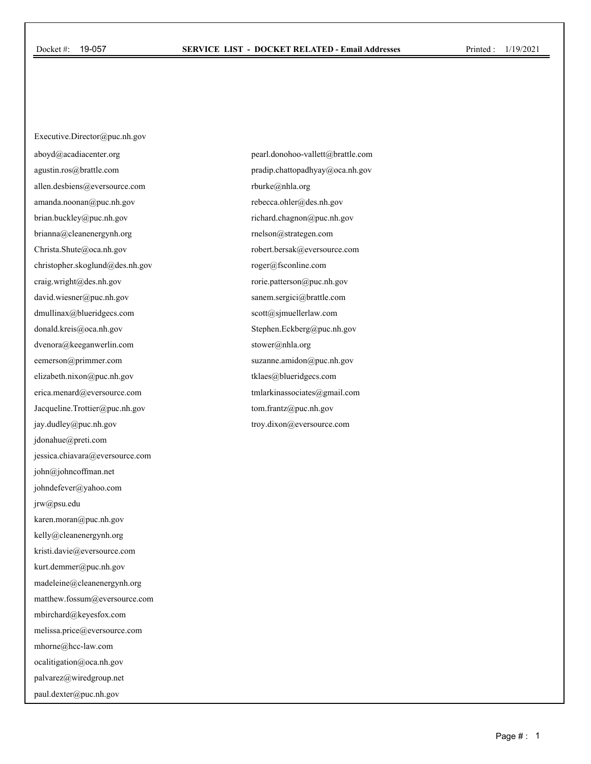Docket #: 19-057 **SERVICE LIST - DOCKET RELATED - Email Addresses** Printed : 1/19/2021

Executive.Director@puc.nh.gov

aboyd@acadiacenter.org
agustin.ros@brattle.com
allen.desbiens@eversource.com
amanda.noonan@puc.nh.gov
brian.buckley@puc.nh.gov
brianna@cleanenergynh.org
Christa.Shute@oca.nh.gov
christopher.skoglund@des.nh.gov
craig.wright@des.nh.gov
david.wiesner@puc.nh.gov
dmullinax@blueridgecs.com
donald.kreis@oca.nh.gov
dvenora@keeganwerlin.com
eemerson@primmer.com
elizabeth.nixon@puc.nh.gov
erica.menard@eversource.com
Jacqueline.Trottier@puc.nh.gov
jay.dudley@puc.nh.gov
jdonahue@preti.com
jessica.chiavara@eversource.com
john@johncoffman.net
johndefever@yahoo.com
jrw@psu.edu
karen.moran@puc.nh.gov
kelly@cleanenergynh.org
kristi.davie@eversource.com
kurt.demmer@puc.nh.gov
madeleine@cleanenergynh.org
matthew.fossum@eversource.com
mbirchard@keyesfox.com
melissa.price@eversource.com
mhorne@hcc-law.com
ocalitigation@oca.nh.gov
palvarez@wiredgroup.net
paul.dexter@puc.nh.gov
pearl.donohoo-vallett@brattle.com
pradip.chattopadhyay@oca.nh.gov
rburke@nhla.org
rebecca.ohler@des.nh.gov
richard.chagnon@puc.nh.gov
rnelson@strategen.com
robert.bersak@eversource.com
roger@fsconline.com
rorie.patterson@puc.nh.gov
sanem.sergici@brattle.com
scott@sjmuellerlaw.com
Stephen.Eckberg@puc.nh.gov
stower@nhla.org
suzanne.amidon@puc.nh.gov
tklaes@blueridgecs.com
tmlarkinassociates@gmail.com
tom.frantz@puc.nh.gov
troy.dixon@eversource.com